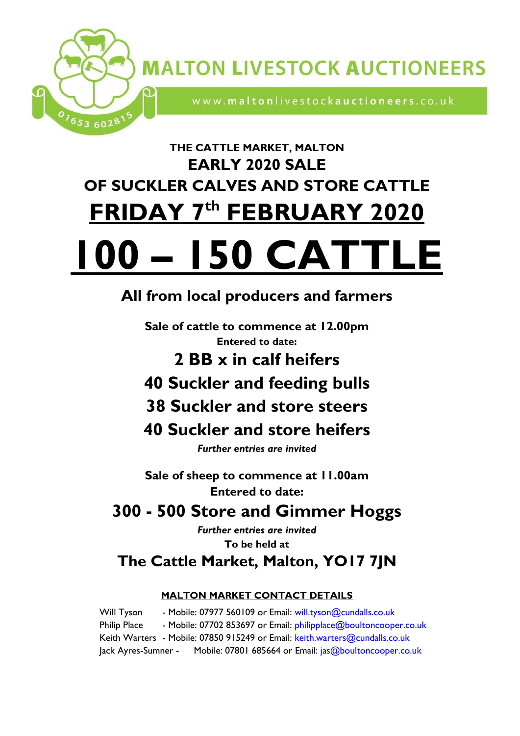# MALTON LIVESTOCK AUCTIONEERS

www.maltonlivestockauctioneers.co.uk

01653 602815

## THE CATTLE MARKET, MALTON
## EARLY 2020 SALE
## OF SUCKLER CALVES AND STORE CATTLE
## FRIDAY 7th FEBRUARY 2020

# 100 – 150 CATTLE

### All from local producers and farmers

**Sale of cattle to commence at 12.00pm**

**Entered to date:**

**2 BB x in calf heifers**

**40 Suckler and feeding bulls**

**38 Suckler and store steers**

**40 Suckler and store heifers**

***Further entries are invited***

**Sale of sheep to commence at 11.00am**

**Entered to date:**

**300 - 500 Store and Gimmer Hoggs**

***Further entries are invited***

**To be held at**

### The Cattle Market, Malton, YO17 7JN

**MALTON MARKET CONTACT DETAILS**

Will Tyson - Mobile: 07977 560109 or Email: will.tyson@cundalls.co.uk
Philip Place - Mobile: 07702 853697 or Email: philipplace@boultoncooper.co.uk
Keith Warters - Mobile: 07850 915249 or Email: keith.warters@cundalls.co.uk
Jack Ayres-Sumner - Mobile: 07801 685664 or Email: jas@boultoncooper.co.uk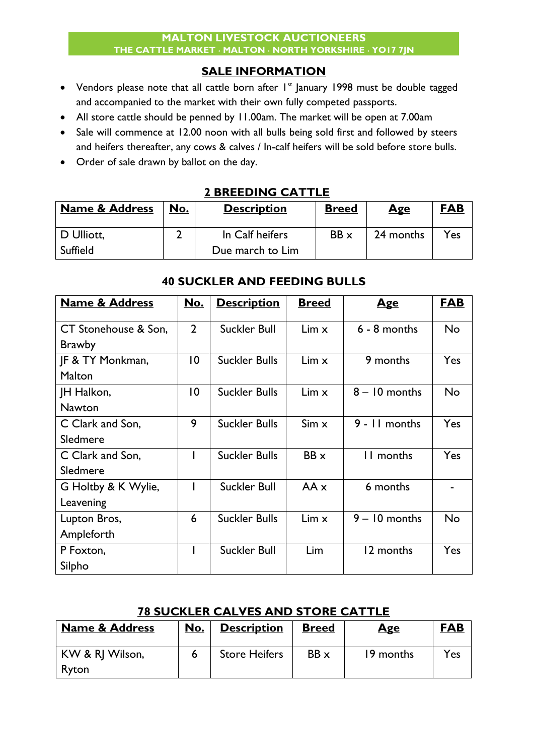MALTON LIVESTOCK AUCTIONEERS
THE CATTLE MARKET · MALTON · NORTH YORKSHIRE · YO17 7JN

## SALE INFORMATION

- Vendors please note that all cattle born after 1st January 1998 must be double tagged and accompanied to the market with their own fully competed passports.
- All store cattle should be penned by 11.00am. The market will be open at 7.00am
- Sale will commence at 12.00 noon with all bulls being sold first and followed by steers and heifers thereafter, any cows & calves / In-calf heifers will be sold before store bulls.
- Order of sale drawn by ballot on the day.

## 2 BREEDING CATTLE

| Name & Address | No. | Description | Breed | Age | FAB |
|---|---|---|---|---|---|
| D Ulliott, Suffield | 2 | In Calf heifers Due march to Lim | BB x | 24 months | Yes |

## 40 SUCKLER AND FEEDING BULLS

| Name & Address | No. | Description | Breed | Age | FAB |
|---|---|---|---|---|---|
| CT Stonehouse & Son, Brawby | 2 | Suckler Bull | Lim x | 6 - 8 months | No |
| JF & TY Monkman, Malton | 10 | Suckler Bulls | Lim x | 9 months | Yes |
| JH Halkon, Nawton | 10 | Suckler Bulls | Lim x | 8 – 10 months | No |
| C Clark and Son, Sledmere | 9 | Suckler Bulls | Sim x | 9 - 11 months | Yes |
| C Clark and Son, Sledmere | 1 | Suckler Bulls | BB x | 11 months | Yes |
| G Holtby & K Wylie, Leavening | 1 | Suckler Bull | AA x | 6 months | - |
| Lupton Bros, Ampleforth | 6 | Suckler Bulls | Lim x | 9 – 10 months | No |
| P Foxton, Silpho | 1 | Suckler Bull | Lim | 12 months | Yes |

## 78 SUCKLER CALVES AND STORE CATTLE

| Name & Address | No. | Description | Breed | Age | FAB |
|---|---|---|---|---|---|
| KW & RJ Wilson, Ryton | 6 | Store Heifers | BB x | 19 months | Yes |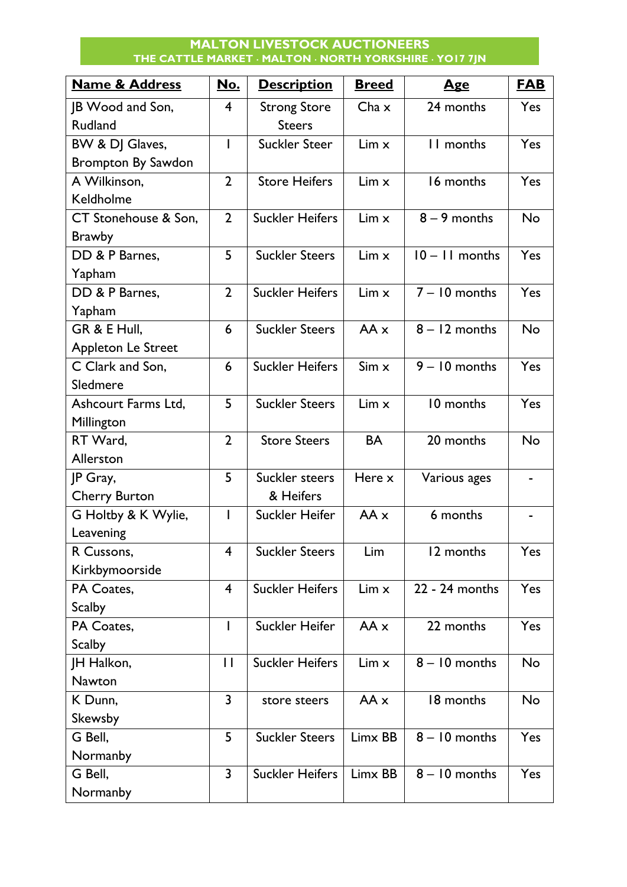# MALTON LIVESTOCK AUCTIONEERS
## THE CATTLE MARKET · MALTON · NORTH YORKSHIRE · YO17 7JN

| Name & Address | No. | Description | Breed | Age | FAB |
|---|---|---|---|---|---|
| JB Wood and Son, Rudland | 4 | Strong Store Steers | Cha x | 24 months | Yes |
| BW & DJ Glaves, Brompton By Sawdon | 1 | Suckler Steer | Lim x | 11 months | Yes |
| A Wilkinson, Keldholme | 2 | Store Heifers | Lim x | 16 months | Yes |
| CT Stonehouse & Son, Brawby | 2 | Suckler Heifers | Lim x | 8 – 9 months | No |
| DD & P Barnes, Yapham | 5 | Suckler Steers | Lim x | 10 – 11 months | Yes |
| DD & P Barnes, Yapham | 2 | Suckler Heifers | Lim x | 7 – 10 months | Yes |
| GR & E Hull, Appleton Le Street | 6 | Suckler Steers | AA x | 8 – 12 months | No |
| C Clark and Son, Sledmere | 6 | Suckler Heifers | Sim x | 9 – 10 months | Yes |
| Ashcourt Farms Ltd, Millington | 5 | Suckler Steers | Lim x | 10 months | Yes |
| RT Ward, Allerston | 2 | Store Steers | BA | 20 months | No |
| JP Gray, Cherry Burton | 5 | Suckler steers & Heifers | Here x | Various ages | - |
| G Holtby & K Wylie, Leavening | 1 | Suckler Heifer | AA x | 6 months | - |
| R Cussons, Kirkbymoorside | 4 | Suckler Steers | Lim | 12 months | Yes |
| PA Coates, Scalby | 4 | Suckler Heifers | Lim x | 22 - 24 months | Yes |
| PA Coates, Scalby | 1 | Suckler Heifer | AA x | 22 months | Yes |
| JH Halkon, Nawton | 11 | Suckler Heifers | Lim x | 8 – 10 months | No |
| K Dunn, Skewsby | 3 | store steers | AA x | 18 months | No |
| G Bell, Normanby | 5 | Suckler Steers | Limx BB | 8 – 10 months | Yes |
| G Bell, Normanby | 3 | Suckler Heifers | Limx BB | 8 – 10 months | Yes |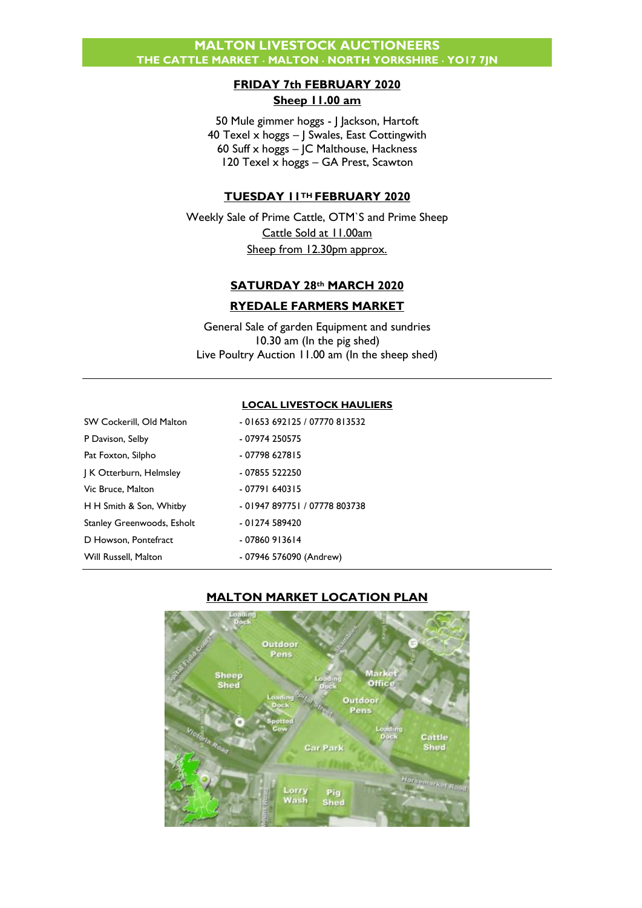# MALTON LIVESTOCK AUCTIONEERS

**THE CATTLE MARKET · MALTON · NORTH YORKSHIRE · YO17 7JN**

## FRIDAY 7th FEBRUARY 2020

**Sheep 11.00 am**

50 Mule gimmer hoggs - J Jackson, Hartoft
40 Texel x hoggs – J Swales, East Cottingwith
60 Suff x hoggs – JC Malthouse, Hackness
120 Texel x hoggs – GA Prest, Scawton

## TUESDAY 11TH FEBRUARY 2020

Weekly Sale of Prime Cattle, OTM`S and Prime Sheep
Cattle Sold at 11.00am
Sheep from 12.30pm approx.

## SATURDAY 28th MARCH 2020

## RYEDALE FARMERS MARKET

General Sale of garden Equipment and sundries
10.30 am (In the pig shed)
Live Poultry Auction 11.00 am (In the sheep shed)

---

### LOCAL LIVESTOCK HAULIERS

| | |
|---|---|
| SW Cockerill, Old Malton | - 01653 692125 / 07770 813532 |
| P Davison, Selby | - 07974 250575 |
| Pat Foxton, Silpho | - 07798 627815 |
| J K Otterburn, Helmsley | - 07855 522250 |
| Vic Bruce, Malton | - 07791 640315 |
| H H Smith & Son, Whitby | - 01947 897751 / 07778 803738 |
| Stanley Greenwoods, Esholt | - 01274 589420 |
| D Howson, Pontefract | - 07860 913614 |
| Will Russell, Malton | - 07946 576090 (Andrew) |

---

### MALTON MARKET LOCATION PLAN

Loading Dock
Outdoor Pens
Sheep Shed
Loading Dock
Market Office
Loading Dock
Outdoor Pens
Spotted Cow
Loading Dock
Cattle Shed
Car Park
Lorry Wash
Pig Shed
Spital Street
Victoria Road
Horsemarket Road